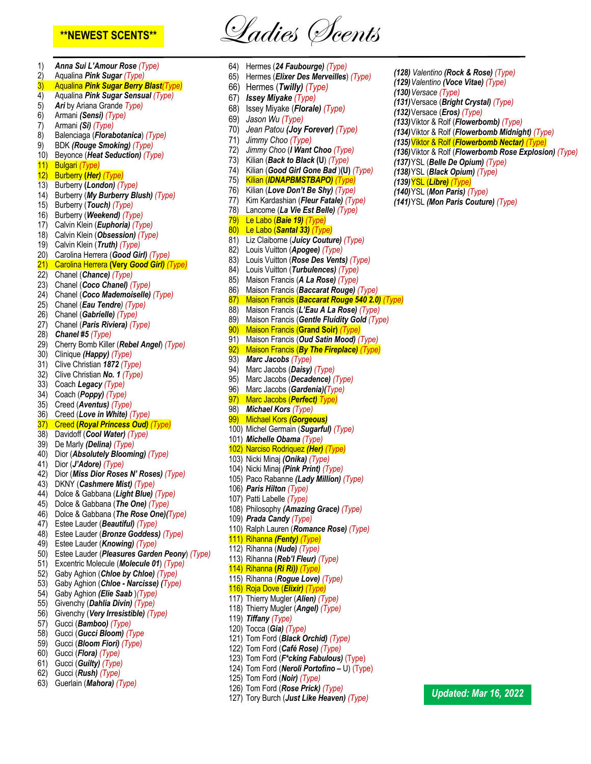**NEWEST SCENTS**

# Ladies Scents

1) ***Anna Sui L'Amour Rose*** *(Type)*
2) Aqualina ***Pink Sugar*** *(Type)*
3) Aqualina ***Pink Sugar Berry Blast*** *(Type)*
4) Aqualina ***Pink Sugar Sensual*** *(Type)*
5) ***Ari*** by Ariana Grande *Type)*
6) Armani ***(Sensi)*** *(Type)*
7) Armani ***(Si)*** *(Type)*
8) Balenciaga (***Florabotanica***) *(Type)*
9) BDK ***(Rouge Smoking)*** *(Type)*
10) Beyonce (***Heat Seduction)*** *(Type)*
11) Bulgari *(Type)*
12) Burberry ***(Her)*** *(Type)*
13) Burberry ***(London)*** *(Type)*
14) Burberry (***My Burberry Blush)*** *(Type)*
15) Burberry (***Touch)*** *(Type)*
16) Burberry (***Weekend)*** *(Type)*
17) Calvin Klein (***Euphoria)*** *(Type)*
18) Calvin Klein (***Obsession)*** *(Type)*
19) Calvin Klein (***Truth)*** *(Type)*
20) Carolina Herrera (***Good Girl)*** *(Type)*
21) Carolina Herrera **(Very Good Girl)** *(Type)*
22) Chanel (***Chance)*** *(Type)*
23) Chanel (***Coco Chanel)*** *(Type)*
24) Chanel (***Coco Mademoiselle)*** *(Type)*
25) Chanel (***Eau Tendre)*** *(Type)*
26) Chanel (***Gabrielle)*** *(Type)*
27) Chanel (***Paris Riviera)*** *(Type)*
28) ***Chanel #5*** *(Type)*
29) Cherry Bomb Killer (***Rebel Angel***) *(Type)*
30) Clinique ***(Happy)*** *(Type)*
31) Clive Christian ***1872*** *(Type)*
32) Clive Christian ***No. 1*** *(Type)*
33) Coach ***Legacy*** *(Type)*
34) Coach ***(Poppy)*** *(Type)*
35) Creed (***Aventus)*** *(Type)*
36) Creed (***Love in White)*** *(Type)*
37) Creed ***(Royal Princess Oud)*** *(Type)*
38) Davidoff (***Cool Water)*** *(Type)*
39) De Marly ***(Delina)*** *(Type)*
40) Dior (***Absolutely Blooming)*** *(Type)*
41) Dior (***J'Adore)*** *(Type)*
42) Dior (***Miss Dior Roses N' Roses)*** *(Type)*
43) DKNY (***Cashmere Mist)*** *(Type)*
44) Dolce & Gabbana (***Light Blue)*** *(Type)*
45) Dolce & Gabbana (***The One)*** *(Type)*
46) Dolce & Gabbana (***The Rose One)****(Type)*
47) Estee Lauder (***Beautiful)*** *(Type)*
48) Estee Lauder (***Bronze Goddess)*** *(Type)*
49) Estee Lauder (***Knowing)*** *(Type)*
50) Estee Lauder (***Pleasures Garden Peony***) *(Type)*
51) Excentric Molecule (***Molecule 01***) *(Type)*
52) Gaby Aghion (***Chloe by Chloe)*** *(Type)*
53) Gaby Aghion (***Chloe - Narcisse)*** *(Type)*
54) Gaby Aghion ***(Elie Saab*** *)(Type)*
55) Givenchy (***Dahlia Divin)*** *(Type)*
56) Givenchy (***Very Irresistible)*** *(Type)*
57) Gucci (***Bamboo)*** *(Type)*
58) Gucci (***Gucci Bloom)*** *(Type*
59) Gucci (***Bloom Fiori)*** *(Type)*
60) Gucci (***Flora)*** *(Type)*
61) Gucci (***Guilty)*** *(Type)*
62) Gucci (***Rush)*** *(Type)*
63) Guerlain (***Mahora)*** *(Type)*
64) Hermes (***24 Faubourge)*** *(Type)*
65) Hermes (***Elixer Des Merveilles***) *(Type)*
66) Hermes (***Twilly)*** *(Type)*
67) ***Issey Miyake*** *(Type)*
68) Issey Miyake ***(Florale)*** *(Type)*
69) *Jason Wu (Type)*
70) *Jean Patou* ***(Joy Forever)*** *(Type)*
71) *Jimmy Choo (Type)*
72) *Jimmy Choo* ***(I Want Choo*** *(Type)*
73) Kilian (***Back to Black*** **(U)** *(Type)*
74) Kilian (***Good Girl Gone Bad*** **)(U)** *(Type)*
75) Kilian (***IDNAPBMSTBAPO)*** *(Type)*
76) Kilian (***Love Don't Be Shy)*** *(Type)*
77) Kim Kardashian (***Fleur Fatale)*** *(Type)*
78) Lancome (***La Vie Est Belle)*** *(Type)*
79) Le Labo (***Baie 19)*** *(Type)*
80) Le Labo (***Santal 33)*** *(Type)*
81) Liz Claiborne (***Juicy Couture)*** *(Type)*
82) Louis Vuitton (***Apogee)*** *(Type)*
83) Louis Vuitton (***Rose Des Vents)*** *(Type)*
84) Louis Vuitton (***Turbulences)*** *(Type)*
85) Maison Francis (***A La Rose)*** *(Type)*
86) Maison Francis (***Baccarat Rouge)*** *(Type)*
87) Maison Francis (***Baccarat Rouge 540 2.0)*** *(Type)*
88) Maison Francis (***L'Eau A La Rose)*** *(Type)*
89) Maison Francis (***Gentle Fluidity Gold*** *(Type)*
90) Maison Francis **(Grand Soir)** *(Type)*
91) Maison Francis (***Oud Satin Mood)*** *(Type)*
92) Maison Francis ***(By The Fireplace)*** *(Type)*
93) ***Marc Jacobs*** *(Type)*
94) Marc Jacobs (***Daisy)*** *(Type)*
95) Marc Jacobs (***Decadence)*** *(Type)*
96) Marc Jacobs (***Gardenia)****(Type)*
97) Marc Jacobs ***(Perfect)*** *Type)*
98) ***Michael Kors*** *(Type)*
99) Michael Kors ***(Gorgeous)***
100) Michel Germain (***Sugarful)*** *(Type)*
101) ***Michelle Obama*** *(Type)*
102) Narciso Rodriquez ***(Her)*** *(Type)*
103) Nicki Minaj ***(Onika)*** *(Type)*
104) Nicki Minaj ***(Pink Print)*** *(Type)*
105) Paco Rabanne ***(Lady Million)*** *(Type)*
106) ***Paris Hilton*** *(Type)*
107) Patti Labelle *(Type)*
108) Philosophy ***(Amazing Grace)*** *(Type)*
109) ***Prada Candy*** *(Type)*
110) Ralph Lauren (***Romance Rose)*** *(Type)*
111) Rihanna ***(Fenty)*** *(Type)*
112) Rihanna (***Nude)*** *(Type)*
113) Rihanna (***Reb'l Fleur)*** *(Type)*
114) Rihanna ***(Ri Ri))*** *(Type)*
115) Rihanna (***Rogue Love)*** *(Type)*
116) Roja Dove ***(Elixir)*** *(Type)*
117) Thierry Mugler (***Alien)*** *(Type)*
118) Thierry Mugler (***Angel)*** *(Type)*
119) ***Tiffany*** *(Type)*
120) Tocca (***Gia)*** *(Type)*
121) Tom Ford (***Black Orchid)*** *(Type)*
122) Tom Ford (***Café Rose)*** *(Type)*
123) Tom Ford (***F*cking Fabulous)*** (Type)
124) Tom Ford (***Neroli Portofino –*** U) (Type)
125) Tom Ford (***Noir)*** *(Type)*
126) Tom Ford (***Rose Prick)*** *(Type)*
127) Tory Burch (***Just Like Heaven)*** *(Type)*
128) *Valentino* ***(Rock & Rose)*** *(Type)*
129) *Valentino* ***(Voce Vitae)*** *(Type)*
130) *Versace (Type)*
131) *Versace* (***Bright Crystal)*** *(Type)*
132) *Versace* ***(Eros)*** *(Type)*
133) *Viktor & Rolf* (***Flowerbomb)*** *(Type)*
134) *Viktor & Rolf* (***Flowerbomb Midnight)*** *(Type)*
135) Viktor & Rolf (***Flowerbomb Nectar)*** *(Type)*
136) *Viktor & Rolf* (***Flowerbomb Rose Explosion)*** *(Type)*
137) *YSL* (***Belle De Opium)*** *(Type)*
138) *YSL* (***Black Opium)*** *(Type)*
139) YSL ***(Libre)*** *(Type)*
140) *YSL* (***Mon Paris)*** *(Type)*
141) *YSL* ***(Mon Paris Couture)*** *(Type)*

***Updated: Mar 16, 2022***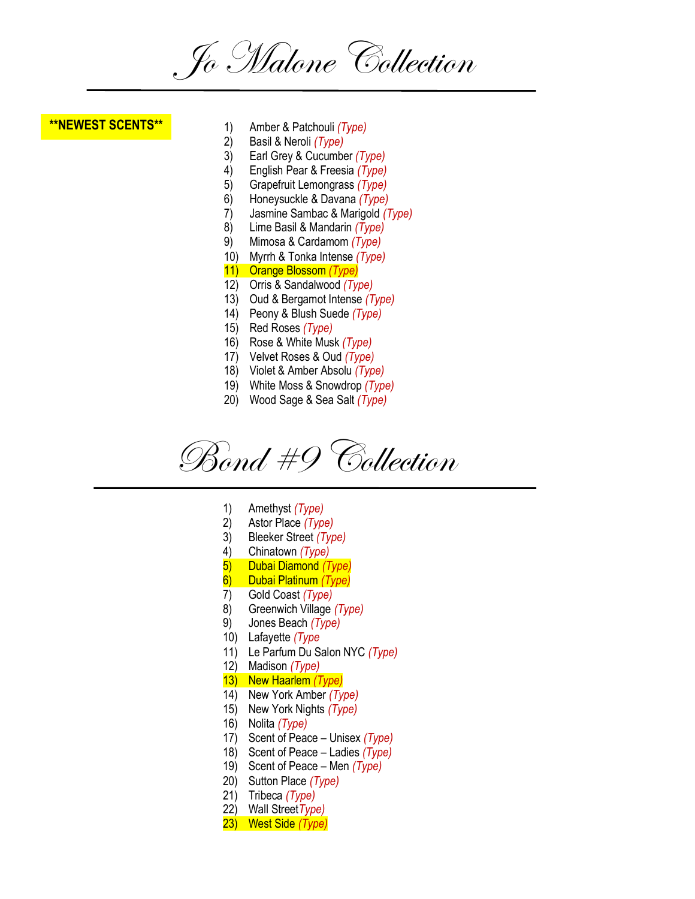# Jo Malone Collection

**\*\*NEWEST SCENTS\*\***

1) Amber & Patchouli *(Type)*
2) Basil & Neroli *(Type)*
3) Earl Grey & Cucumber *(Type)*
4) English Pear & Freesia *(Type)*
5) Grapefruit Lemongrass *(Type)*
6) Honeysuckle & Davana *(Type)*
7) Jasmine Sambac & Marigold *(Type)*
8) Lime Basil & Mandarin *(Type)*
9) Mimosa & Cardamom *(Type)*
10) Myrrh & Tonka Intense *(Type)*
11) Orange Blossom *(Type)*
12) Orris & Sandalwood *(Type)*
13) Oud & Bergamot Intense *(Type)*
14) Peony & Blush Suede *(Type)*
15) Red Roses *(Type)*
16) Rose & White Musk *(Type)*
17) Velvet Roses & Oud *(Type)*
18) Violet & Amber Absolu *(Type)*
19) White Moss & Snowdrop *(Type)*
20) Wood Sage & Sea Salt *(Type)*

# Bond #9 Collection

1) Amethyst *(Type)*
2) Astor Place *(Type)*
3) Bleeker Street *(Type)*
4) Chinatown *(Type)*
5) Dubai Diamond *(Type)*
6) Dubai Platinum *(Type)*
7) Gold Coast *(Type)*
8) Greenwich Village *(Type)*
9) Jones Beach *(Type)*
10) Lafayette *(Type*
11) Le Parfum Du Salon NYC *(Type)*
12) Madison *(Type)*
13) New Haarlem *(Type)*
14) New York Amber *(Type)*
15) New York Nights *(Type)*
16) Nolita *(Type)*
17) Scent of Peace – Unisex *(Type)*
18) Scent of Peace – Ladies *(Type)*
19) Scent of Peace – Men *(Type)*
20) Sutton Place *(Type)*
21) Tribeca *(Type)*
22) Wall Street*Type)*
23) West Side *(Type)*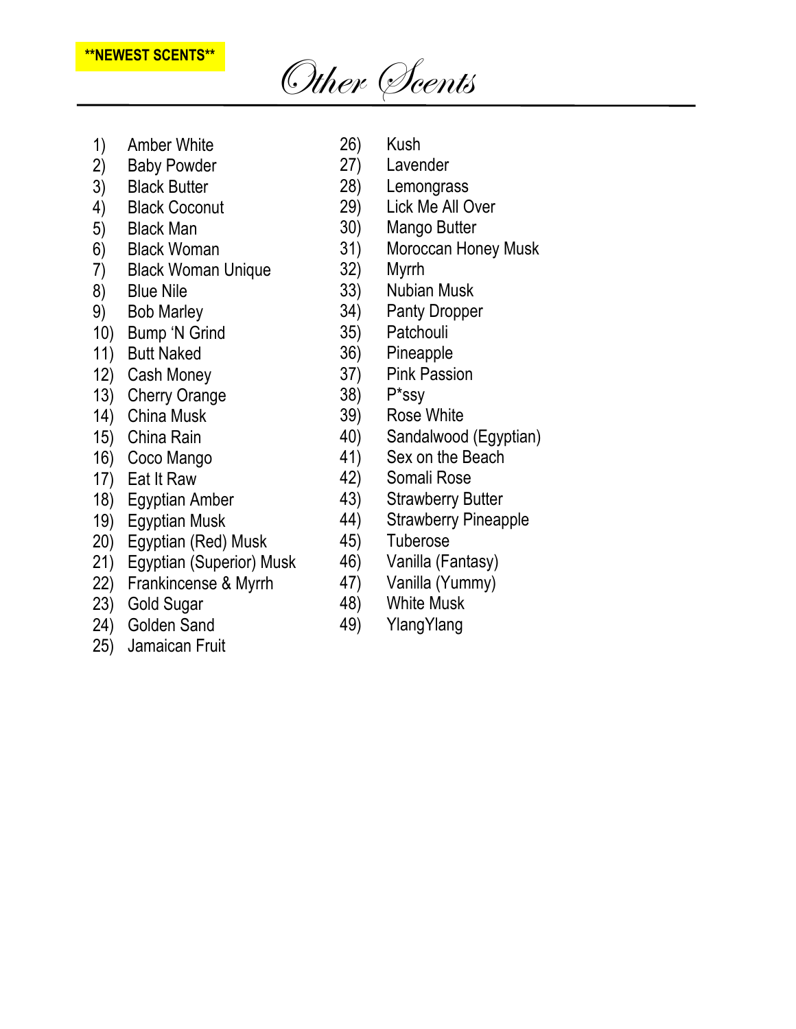**NEWEST SCENTS**

# Other Scents

1) Amber White
2) Baby Powder
3) Black Butter
4) Black Coconut
5) Black Man
6) Black Woman
7) Black Woman Unique
8) Blue Nile
9) Bob Marley
10) Bump 'N Grind
11) Butt Naked
12) Cash Money
13) Cherry Orange
14) China Musk
15) China Rain
16) Coco Mango
17) Eat It Raw
18) Egyptian Amber
19) Egyptian Musk
20) Egyptian (Red) Musk
21) Egyptian (Superior) Musk
22) Frankincense & Myrrh
23) Gold Sugar
24) Golden Sand
25) Jamaican Fruit
26) Kush
27) Lavender
28) Lemongrass
29) Lick Me All Over
30) Mango Butter
31) Moroccan Honey Musk
32) Myrrh
33) Nubian Musk
34) Panty Dropper
35) Patchouli
36) Pineapple
37) Pink Passion
38) P*ssy
39) Rose White
40) Sandalwood (Egyptian)
41) Sex on the Beach
42) Somali Rose
43) Strawberry Butter
44) Strawberry Pineapple
45) Tuberose
46) Vanilla (Fantasy)
47) Vanilla (Yummy)
48) White Musk
49) YlangYlang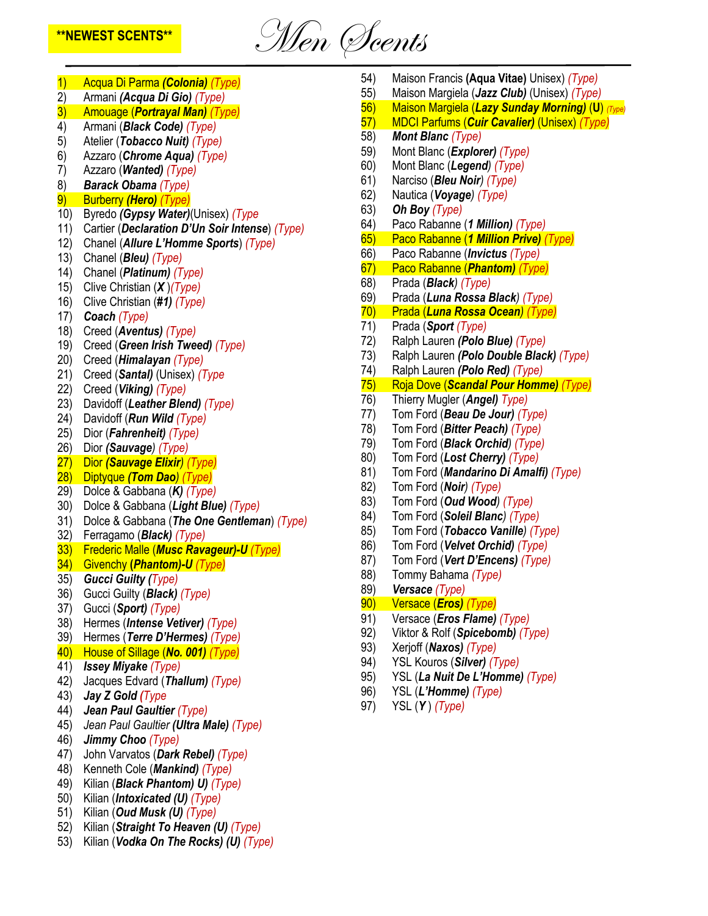**NEWEST SCENTS**

# Men Scents

1) Acqua Di Parma ***(Colonia)*** *(Type)*
2) Armani ***(Acqua Di Gio)*** *(Type)*
3) Amouage (***Portrayal Man)*** *(Type)*
4) Armani (***Black Code)*** *(Type)*
5) Atelier (***Tobacco Nuit)*** *(Type)*
6) Azzaro (***Chrome Aqua)*** *(Type)*
7) Azzaro (***Wanted)*** *(Type)*
8) ***Barack Obama*** *(Type)*
9) Burberry ***(Hero)*** *(Type)*
10) Byredo ***(Gypsy Water)***(Unisex) *(Type*
11) Cartier (***Declaration D'Un Soir Intense***) *(Type)*
12) Chanel (***Allure L'Homme Sports***) *(Type)*
13) Chanel (***Bleu)*** *(Type)*
14) Chanel (***Platinum)*** *(Type)*
15) Clive Christian (***X*** )*(Type)*
16) Clive Christian (***#1)*** *(Type)*
17) ***Coach*** *(Type)*
18) Creed (***Aventus)*** *(Type)*
19) Creed (***Green Irish Tweed)*** *(Type)*
20) Creed (***Himalayan*** *(Type)*
21) Creed (***Santal)*** (Unisex) *(Type*
22) Creed (***Viking)*** *(Type)*
23) Davidoff (***Leather Blend)*** *(Type)*
24) Davidoff (***Run Wild*** *(Type)*
25) Dior (***Fahrenheit)*** *(Type)*
26) Dior ***(Sauvage)*** *(Type)*
27) Dior ***(Sauvage Elixir)*** *(Type)*
28) Diptyque ***(Tom Dao***) *(Type)*
29) Dolce & Gabbana (***K)*** *(Type)*
30) Dolce & Gabbana (***Light Blue)*** *(Type)*
31) Dolce & Gabbana (***The One Gentleman***) *(Type)*
32) Ferragamo (***Black)*** *(Type)*
33) Frederic Malle (***Musc Ravageur)-U*** *(Type)*
34) Givenchy ***(Phantom)-U*** *(Type)*
35) ***Gucci Guilty*** *(Type)*
36) Gucci Guilty (***Black)*** *(Type)*
37) Gucci (***Sport)*** *(Type)*
38) Hermes (***Intense Vetiver)*** *(Type)*
39) Hermes (***Terre D'Hermes)*** *(Type)*
40) House of Sillage (***No. 001)*** *(Type)*
41) ***Issey Miyake*** *(Type)*
42) Jacques Edvard (***Thallum)*** *(Type)*
43) ***Jay Z Gold*** *(Type*
44) ***Jean Paul Gaultier*** *(Type)*
45) *Jean Paul Gaultier* ***(Ultra Male)*** *(Type)*
46) ***Jimmy Choo*** *(Type)*
47) John Varvatos (***Dark Rebel)*** *(Type)*
48) Kenneth Cole (***Mankind)*** *(Type)*
49) Kilian (***Black Phantom) U)*** *(Type)*
50) Kilian (***Intoxicated (U)*** *(Type)*
51) Kilian (***Oud Musk (U)*** *(Type)*
52) Kilian (***Straight To Heaven (U)*** *(Type)*
53) Kilian (***Vodka On The Rocks) (U)*** *(Type)*
54) Maison Francis **(Aqua Vitae)** Unisex) *(Type)*
55) Maison Margiela (***Jazz Club)*** (Unisex) *(Type)*
56) Maison Margiela (***Lazy Sunday Morning)*** **(U)** *(Type)*
57) MDCI Parfums (***Cuir Cavalier)*** (Unisex) *(Type)*
58) ***Mont Blanc*** *(Type)*
59) Mont Blanc (***Explorer)*** *(Type)*
60) Mont Blanc (***Legend***) *(Type)*
61) Narciso (***Bleu Noir***) *(Type)*
62) Nautica (***Voyage***) *(Type)*
63) ***Oh Boy*** *(Type)*
64) Paco Rabanne (***1 Million)*** *(Type)*
65) Paco Rabanne (***1 Million Prive)*** *(Type)*
66) Paco Rabanne (***Invictus*** *(Type)*
67) Paco Rabanne (***Phantom)*** *(Type)*
68) Prada (***Black)*** *(Type)*
69) Prada (***Luna Rossa Black***) *(Type)*
70) Prada (***Luna Rossa Ocean***) *(Type)*
71) Prada (***Sport*** *(Type)*
72) Ralph Lauren ***(Polo Blue)*** *(Type)*
73) Ralph Lauren ***(Polo Double Black)*** *(Type)*
74) Ralph Lauren ***(Polo Red)*** *(Type)*
75) Roja Dove (***Scandal Pour Homme)*** *(Type)*
76) Thierry Mugler (***Angel)*** *Type)*
77) Tom Ford (***Beau De Jour)*** *(Type)*
78) Tom Ford (***Bitter Peach)*** *(Type)*
79) Tom Ford (***Black Orchid***) *(Type)*
80) Tom Ford (***Lost Cherry)*** *(Type)*
81) Tom Ford (***Mandarino Di Amalfi)*** *(Type)*
82) Tom Ford (***Noir***) *(Type)*
83) Tom Ford (***Oud Wood***) *(Type)*
84) Tom Ford (***Soleil Blanc)*** *(Type)*
85) Tom Ford (***Tobacco Vanille***) *(Type)*
86) Tom Ford (***Velvet Orchid)*** *(Type)*
87) Tom Ford (***Vert D'Encens)*** *(Type)*
88) Tommy Bahama *(Type)*
89) ***Versace*** *(Type)*
90) Versace (***Eros)*** *(Type)*
91) Versace (***Eros Flame)*** *(Type)*
92) Viktor & Rolf (***Spicebomb)*** *(Type)*
93) Xerjoff (***Naxos)*** *(Type)*
94) YSL Kouros (***Silver)*** *(Type)*
95) YSL (***La Nuit De L'Homme)*** *(Type)*
96) YSL (***L'Homme)*** *(Type)*
97) YSL (***Y*** ) *(Type)*